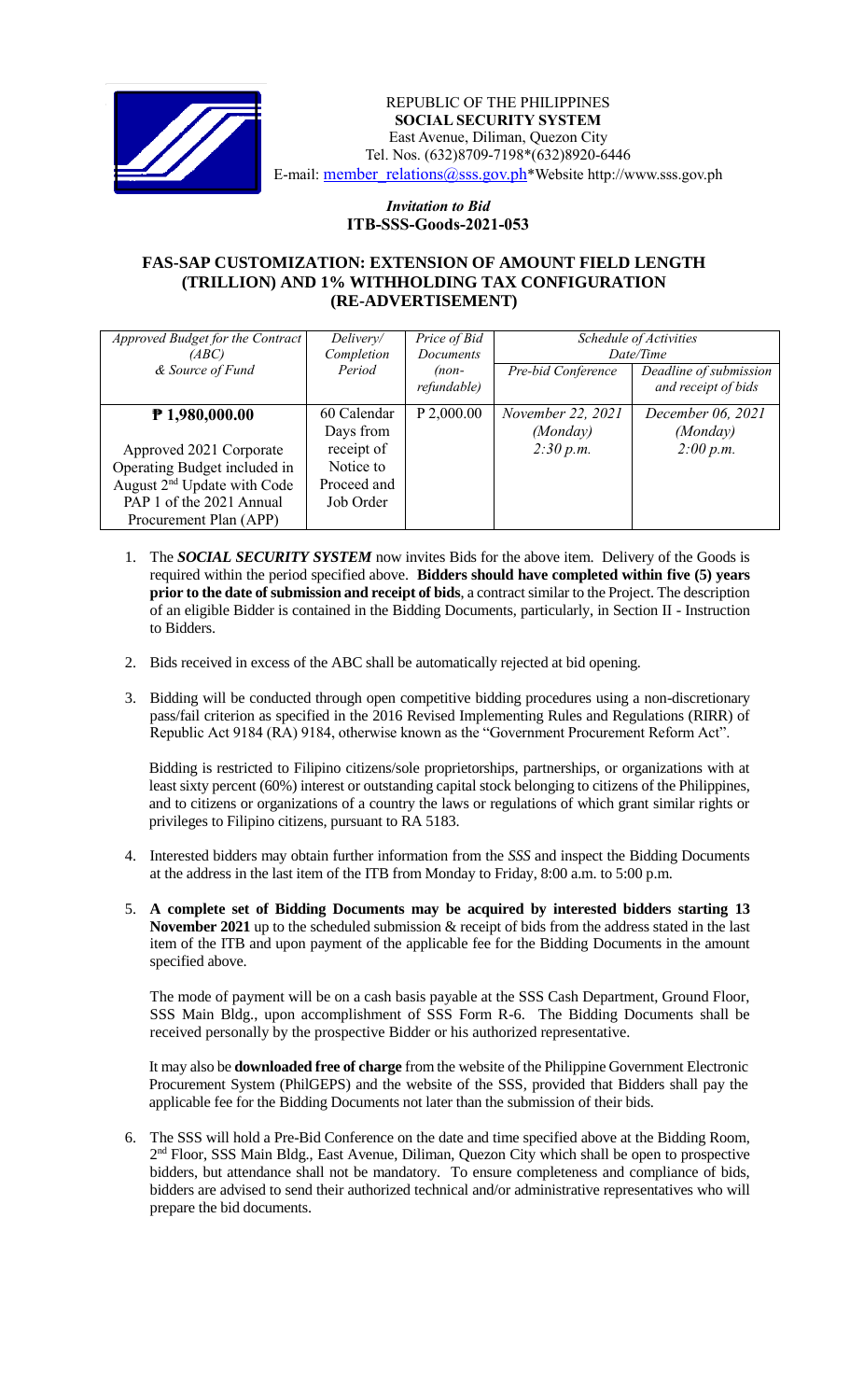REPUBLIC OF THE PHILIPPINES
**SOCIAL SECURITY SYSTEM**
East Avenue, Diliman, Quezon City
Tel. Nos. (632)8709-7198*(632)8920-6446
E-mail: member_relations@sss.gov.ph*Website http://www.sss.gov.ph

*Invitation to Bid*
**ITB-SSS-Goods-2021-053**

## FAS-SAP CUSTOMIZATION: EXTENSION OF AMOUNT FIELD LENGTH (TRILLION) AND 1% WITHHOLDING TAX CONFIGURATION (RE-ADVERTISEMENT)

| *Approved Budget for the Contract (ABC) & Source of Fund* | *Delivery/ Completion Period* | *Price of Bid Documents (non-refundable)* | *Schedule of Activities Date/Time* | |
|---|---|---|---|---|
| | | | *Pre-bid Conference* | *Deadline of submission and receipt of bids* |
| **₱ 1,980,000.00**<br><br>Approved 2021 Corporate Operating Budget included in August 2nd Update with Code PAP 1 of the 2021 Annual Procurement Plan (APP) | 60 Calendar Days from receipt of Notice to Proceed and Job Order | P 2,000.00 | *November 22, 2021 (Monday) 2:30 p.m.* | *December 06, 2021 (Monday) 2:00 p.m.* |

1. The ***SOCIAL SECURITY SYSTEM*** now invites Bids for the above item. Delivery of the Goods is required within the period specified above. **Bidders should have completed within five (5) years prior to the date of submission and receipt of bids**, a contract similar to the Project. The description of an eligible Bidder is contained in the Bidding Documents, particularly, in Section II - Instruction to Bidders.

2. Bids received in excess of the ABC shall be automatically rejected at bid opening.

3. Bidding will be conducted through open competitive bidding procedures using a non-discretionary pass/fail criterion as specified in the 2016 Revised Implementing Rules and Regulations (RIRR) of Republic Act 9184 (RA) 9184, otherwise known as the "Government Procurement Reform Act".

   Bidding is restricted to Filipino citizens/sole proprietorships, partnerships, or organizations with at least sixty percent (60%) interest or outstanding capital stock belonging to citizens of the Philippines, and to citizens or organizations of a country the laws or regulations of which grant similar rights or privileges to Filipino citizens, pursuant to RA 5183.

4. Interested bidders may obtain further information from the *SSS* and inspect the Bidding Documents at the address in the last item of the ITB from Monday to Friday, 8:00 a.m. to 5:00 p.m.

5. **A complete set of Bidding Documents may be acquired by interested bidders starting 13 November 2021** up to the scheduled submission & receipt of bids from the address stated in the last item of the ITB and upon payment of the applicable fee for the Bidding Documents in the amount specified above.

   The mode of payment will be on a cash basis payable at the SSS Cash Department, Ground Floor, SSS Main Bldg., upon accomplishment of SSS Form R-6. The Bidding Documents shall be received personally by the prospective Bidder or his authorized representative.

   It may also be **downloaded free of charge** from the website of the Philippine Government Electronic Procurement System (PhilGEPS) and the website of the SSS*,* provided that Bidders shall pay the applicable fee for the Bidding Documents not later than the submission of their bids.

6. The SSS will hold a Pre-Bid Conference on the date and time specified above at the Bidding Room, 2nd Floor, SSS Main Bldg., East Avenue, Diliman, Quezon City which shall be open to prospective bidders, but attendance shall not be mandatory. To ensure completeness and compliance of bids, bidders are advised to send their authorized technical and/or administrative representatives who will prepare the bid documents.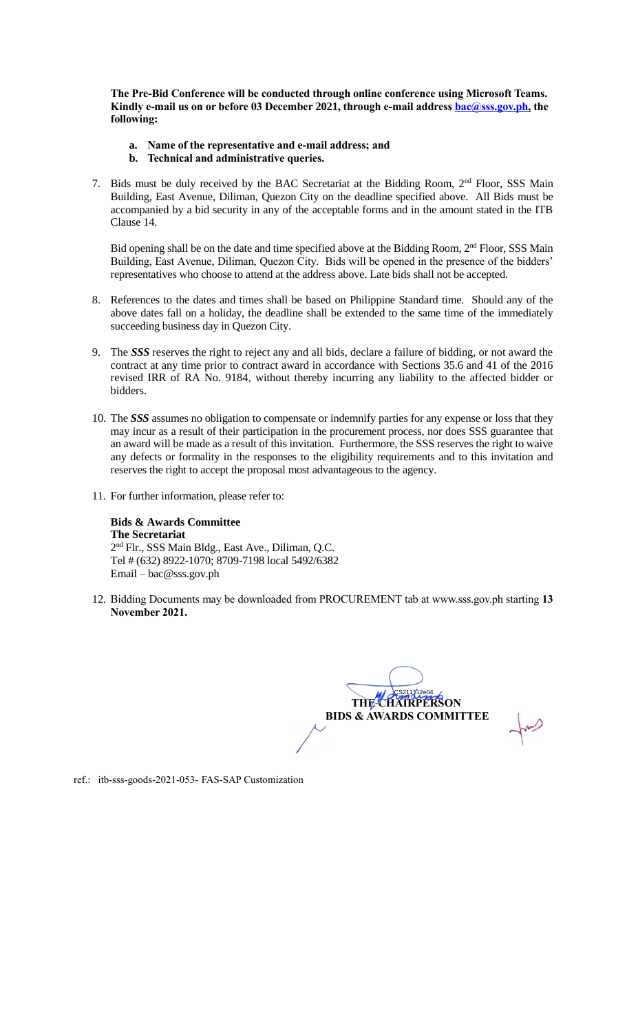**The Pre-Bid Conference will be conducted through online conference using Microsoft Teams. Kindly e-mail us on or before 03 December 2021, through e-mail address bac@sss.gov.ph, the following:**

   a. **Name of the representative and e-mail address; and**
   b. **Technical and administrative queries.**

7. Bids must be duly received by the BAC Secretariat at the Bidding Room, 2nd Floor, SSS Main Building, East Avenue, Diliman, Quezon City on the deadline specified above. All Bids must be accompanied by a bid security in any of the acceptable forms and in the amount stated in the ITB Clause 14.

   Bid opening shall be on the date and time specified above at the Bidding Room, 2nd Floor, SSS Main Building, East Avenue, Diliman, Quezon City. Bids will be opened in the presence of the bidders' representatives who choose to attend at the address above. Late bids shall not be accepted.

8. References to the dates and times shall be based on Philippine Standard time. Should any of the above dates fall on a holiday, the deadline shall be extended to the same time of the immediately succeeding business day in Quezon City.

9. The ***SSS*** reserves the right to reject any and all bids, declare a failure of bidding, or not award the contract at any time prior to contract award in accordance with Sections 35.6 and 41 of the 2016 revised IRR of RA No. 9184, without thereby incurring any liability to the affected bidder or bidders.

10. The ***SSS*** assumes no obligation to compensate or indemnify parties for any expense or loss that they may incur as a result of their participation in the procurement process, nor does SSS guarantee that an award will be made as a result of this invitation. Furthermore, the SSS reserves the right to waive any defects or formality in the responses to the eligibility requirements and to this invitation and reserves the right to accept the proposal most advantageous to the agency.

11. For further information, please refer to:

    **Bids & Awards Committee**
    **The Secretariat**
    2nd Flr., SSS Main Bldg., East Ave., Diliman, Q.C.
    Tel # (632) 8922-1070; 8709-7198 local 5492/6382
    Email – bac@sss.gov.ph

12. Bidding Documents may be downloaded from PROCUREMENT tab at www.sss.gov.ph starting **13 November 2021.**

CS211112e04

**THE CHAIRPERSON**
**BIDS & AWARDS COMMITTEE**

ref.: itb-sss-goods-2021-053- FAS-SAP Customization